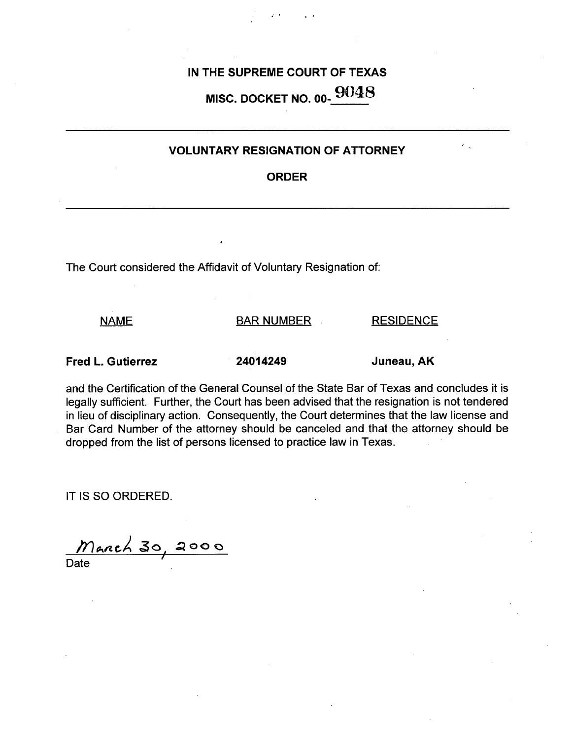# IN THE SUPREME COURT OF TEXAS

## MISC. DOCKET NO. 00-9048

---

### VOLUNTARY RESIGNATION OF ATTORNEY

### ORDER

---

The Court considered the Affidavit of Voluntary Resignation of:

| NAME | BAR NUMBER | RESIDENCE |
| --- | --- | --- |
| **Fred L. Gutierrez** | **24014249** | **Juneau, AK** |

and the Certification of the General Counsel of the State Bar of Texas and concludes it is legally sufficient. Further, the Court has been advised that the resignation is not tendered in lieu of disciplinary action. Consequently, the Court determines that the law license and Bar Card Number of the attorney should be canceled and that the attorney should be dropped from the list of persons licensed to practice law in Texas.

IT IS SO ORDERED.

March 30, 2000
Date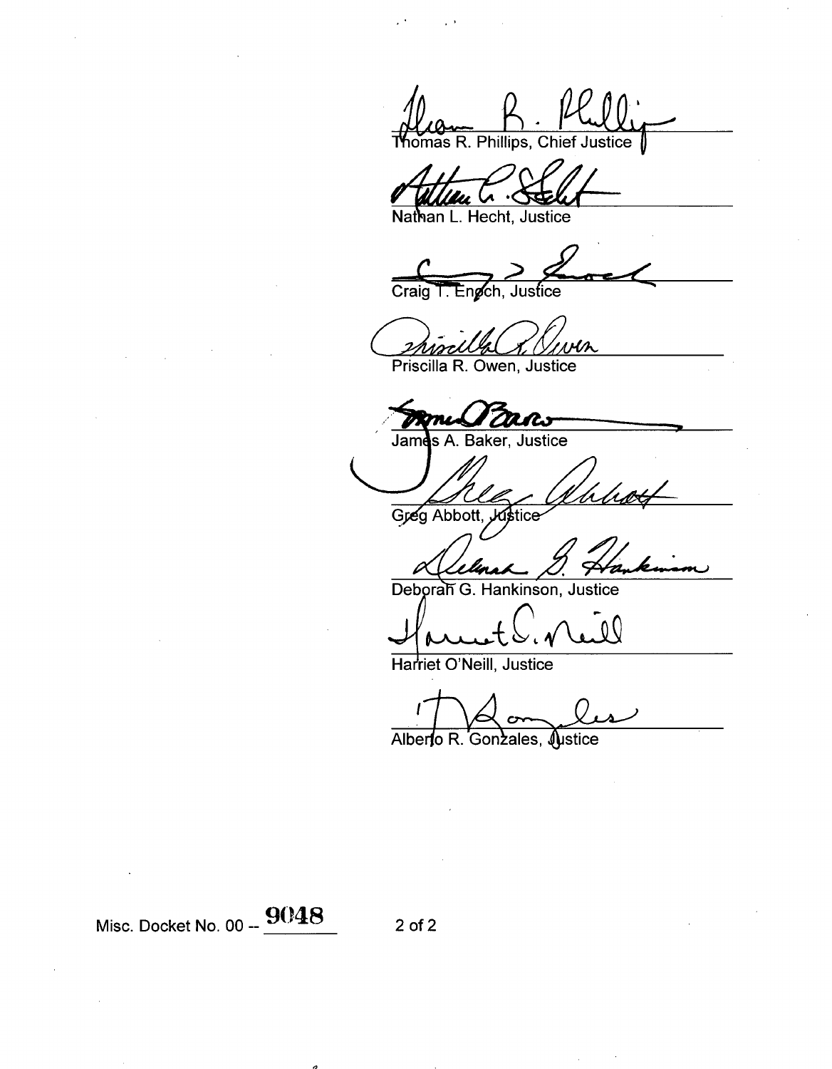Thomas R. Phillips, Chief Justice

Nathan L. Hecht, Justice

Craig T. Enoch, Justice

Priscilla R. Owen, Justice

James A. Baker, Justice

Greg Abbott, Justice

Deborah G. Hankinson, Justice

Harriet O'Neill, Justice

Alberto R. Gonzales, Justice

Misc. Docket No. 00 -- 9048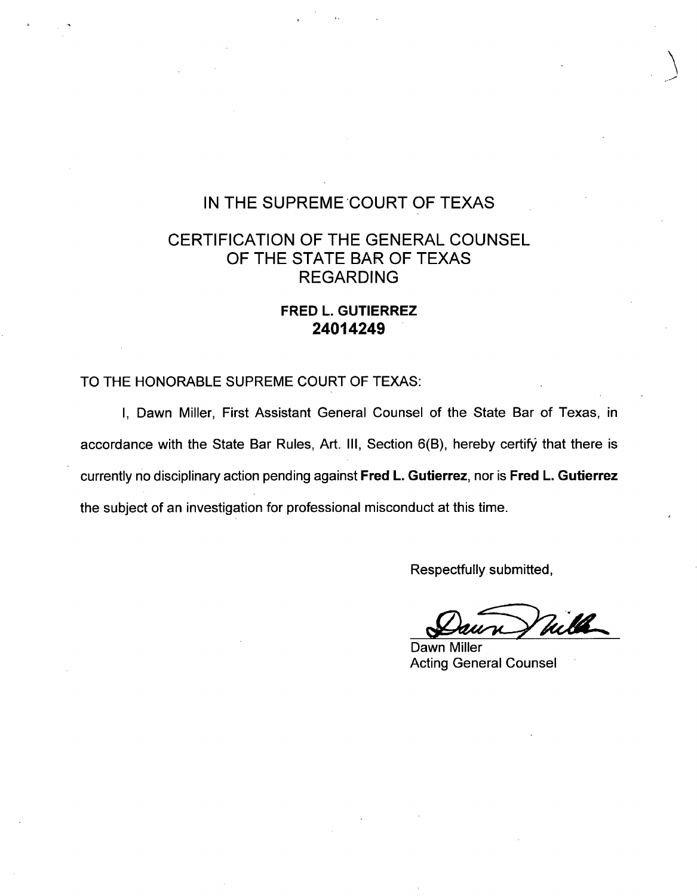# IN THE SUPREME COURT OF TEXAS

## CERTIFICATION OF THE GENERAL COUNSEL OF THE STATE BAR OF TEXAS REGARDING

### FRED L. GUTIERREZ
### 24014249

TO THE HONORABLE SUPREME COURT OF TEXAS:

I, Dawn Miller, First Assistant General Counsel of the State Bar of Texas, in accordance with the State Bar Rules, Art. III, Section 6(B), hereby certify that there is currently no disciplinary action pending against **Fred L. Gutierrez**, nor is **Fred L. Gutierrez** the subject of an investigation for professional misconduct at this time.

Respectfully submitted,

Dawn Miller
Acting General Counsel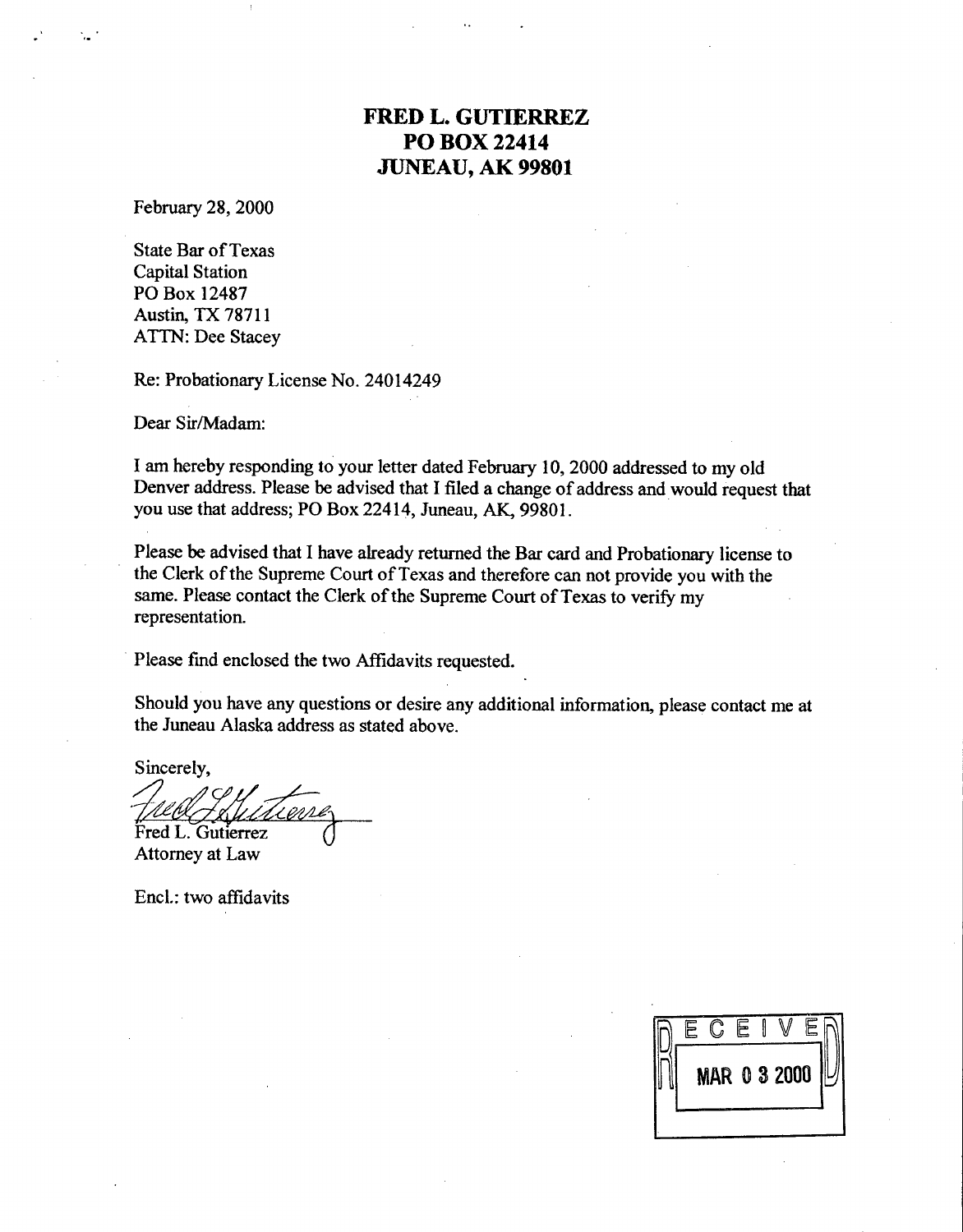**FRED L. GUTIERREZ**
**PO BOX 22414**
**JUNEAU, AK 99801**

February 28, 2000

State Bar of Texas
Capital Station
PO Box 12487
Austin, TX 78711
ATTN: Dee Stacey

Re: Probationary License No. 24014249

Dear Sir/Madam:

I am hereby responding to your letter dated February 10, 2000 addressed to my old Denver address. Please be advised that I filed a change of address and would request that you use that address; PO Box 22414, Juneau, AK, 99801.

Please be advised that I have already returned the Bar card and Probationary license to the Clerk of the Supreme Court of Texas and therefore can not provide you with the same. Please contact the Clerk of the Supreme Court of Texas to verify my representation.

Please find enclosed the two Affidavits requested.

Should you have any questions or desire any additional information, please contact me at the Juneau Alaska address as stated above.

Sincerely,

Fred L. Gutierrez
Attorney at Law

Encl.: two affidavits

RECEIVED
MAR 03 2000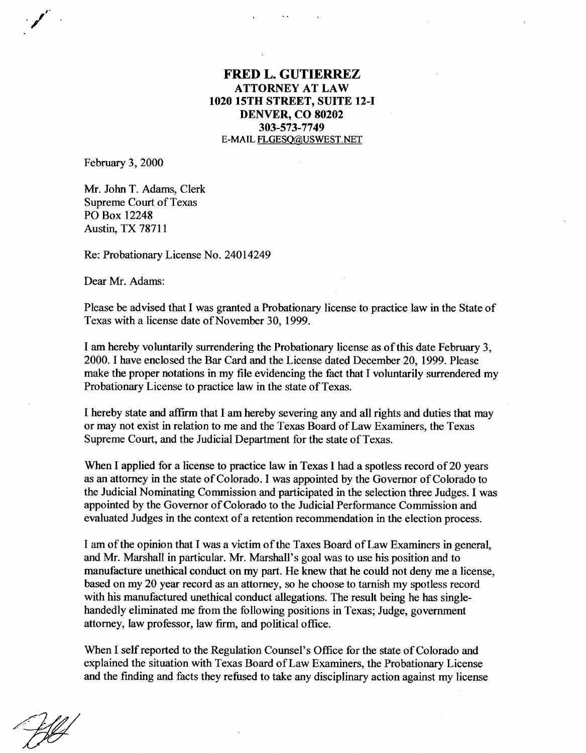**FRED L. GUTIERREZ**
**ATTORNEY AT LAW**
**1020 15TH STREET, SUITE 12-I**
**DENVER, CO 80202**
**303-573-7749**
E-MAIL FLGESQ@USWEST.NET

February 3, 2000

Mr. John T. Adams, Clerk
Supreme Court of Texas
PO Box 12248
Austin, TX 78711

Re: Probationary License No. 24014249

Dear Mr. Adams:

Please be advised that I was granted a Probationary license to practice law in the State of Texas with a license date of November 30, 1999.

I am hereby voluntarily surrendering the Probationary license as of this date February 3, 2000. I have enclosed the Bar Card and the License dated December 20, 1999. Please make the proper notations in my file evidencing the fact that I voluntarily surrendered my Probationary License to practice law in the state of Texas.

I hereby state and affirm that I am hereby severing any and all rights and duties that may or may not exist in relation to me and the Texas Board of Law Examiners, the Texas Supreme Court, and the Judicial Department for the state of Texas.

When I applied for a license to practice law in Texas I had a spotless record of 20 years as an attorney in the state of Colorado. I was appointed by the Governor of Colorado to the Judicial Nominating Commission and participated in the selection three Judges. I was appointed by the Governor of Colorado to the Judicial Performance Commission and evaluated Judges in the context of a retention recommendation in the election process.

I am of the opinion that I was a victim of the Taxes Board of Law Examiners in general, and Mr. Marshall in particular. Mr. Marshall's goal was to use his position and to manufacture unethical conduct on my part. He knew that he could not deny me a license, based on my 20 year record as an attorney, so he choose to tarnish my spotless record with his manufactured unethical conduct allegations. The result being he has single-handedly eliminated me from the following positions in Texas; Judge, government attorney, law professor, law firm, and political office.

When I self reported to the Regulation Counsel's Office for the state of Colorado and explained the situation with Texas Board of Law Examiners, the Probationary License and the finding and facts they refused to take any disciplinary action against my license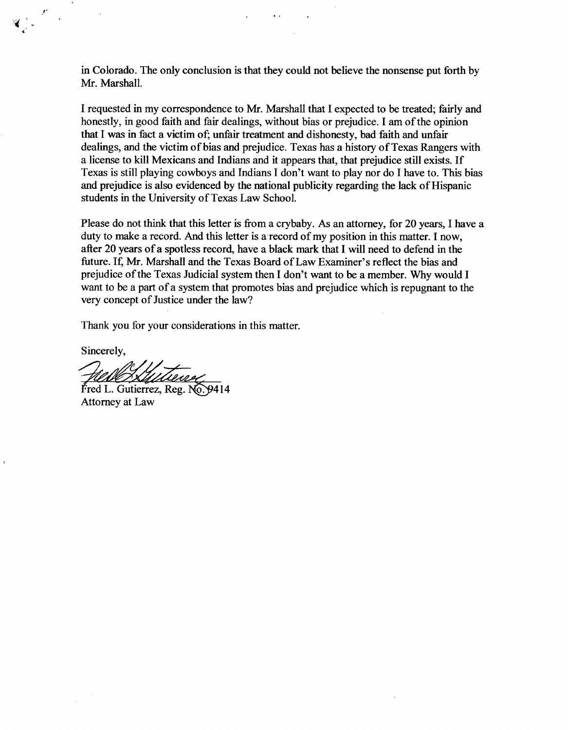in Colorado. The only conclusion is that they could not believe the nonsense put forth by Mr. Marshall.

I requested in my correspondence to Mr. Marshall that I expected to be treated; fairly and honestly, in good faith and fair dealings, without bias or prejudice. I am of the opinion that I was in fact a victim of; unfair treatment and dishonesty, bad faith and unfair dealings, and the victim of bias and prejudice. Texas has a history of Texas Rangers with a license to kill Mexicans and Indians and it appears that, that prejudice still exists. If Texas is still playing cowboys and Indians I don't want to play nor do I have to. This bias and prejudice is also evidenced by the national publicity regarding the lack of Hispanic students in the University of Texas Law School.

Please do not think that this letter is from a crybaby. As an attorney, for 20 years, I have a duty to make a record. And this letter is a record of my position in this matter. I now, after 20 years of a spotless record, have a black mark that I will need to defend in the future. If, Mr. Marshall and the Texas Board of Law Examiner's reflect the bias and prejudice of the Texas Judicial system then I don't want to be a member. Why would I want to be a part of a system that promotes bias and prejudice which is repugnant to the very concept of Justice under the law?

Thank you for your considerations in this matter.

Sincerely,

Fred L. Gutierrez, Reg. No. 9414
Attorney at Law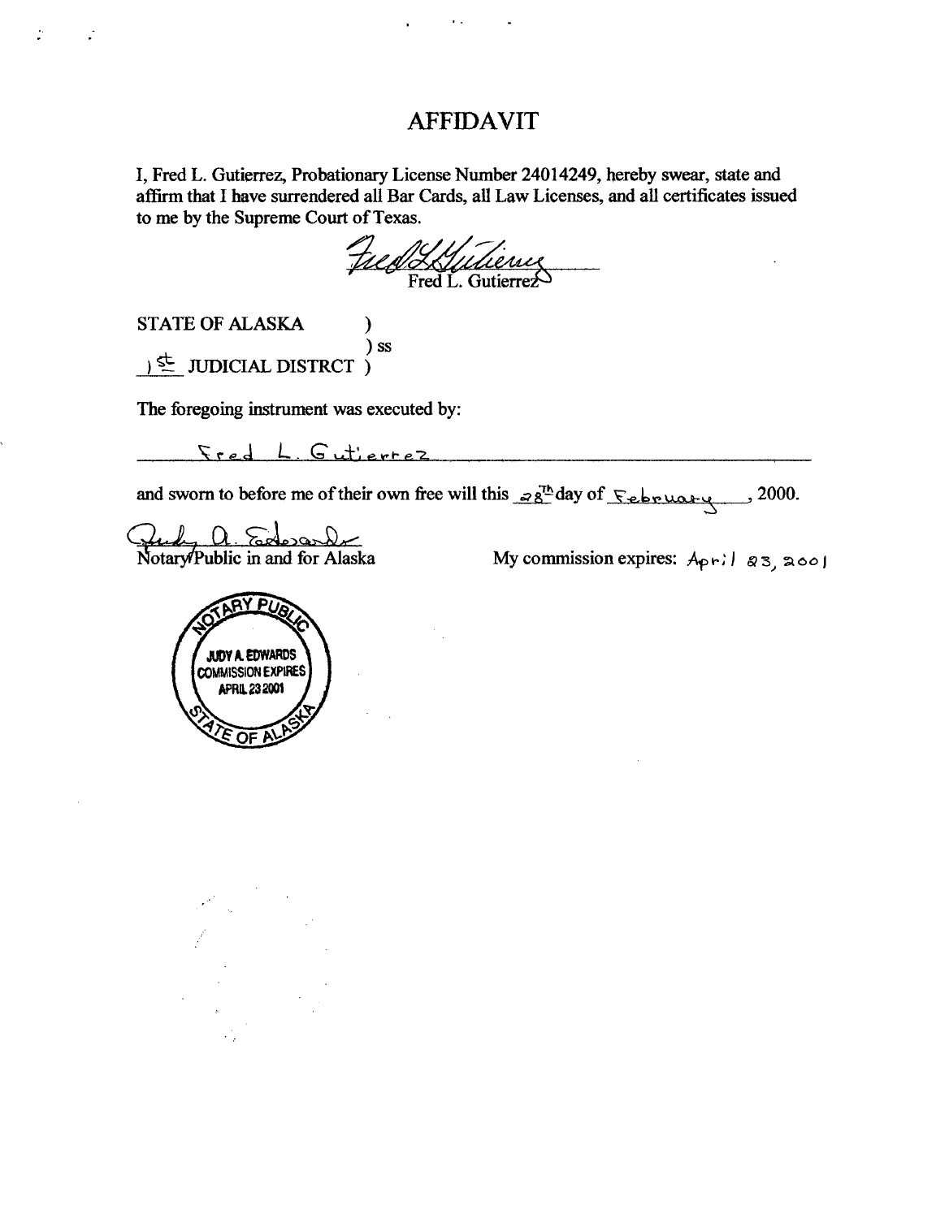# AFFIDAVIT

I, Fred L. Gutierrez, Probationary License Number 24014249, hereby swear, state and affirm that I have surrendered all Bar Cards, all Law Licenses, and all certificates issued to me by the Supreme Court of Texas.

Fred L. Gutierrez

STATE OF ALASKA )
) ss
1st JUDICIAL DISTRCT )

The foregoing instrument was executed by:

Fred L. Gutierrez

and sworn to before me of their own free will this 28th day of February, 2000.

Notary Public in and for Alaska

My commission expires: April 23, 2001

NOTARY PUBLIC
JUDY A. EDWARDS
COMMISSION EXPIRES
APRIL 23 2001
STATE OF ALASKA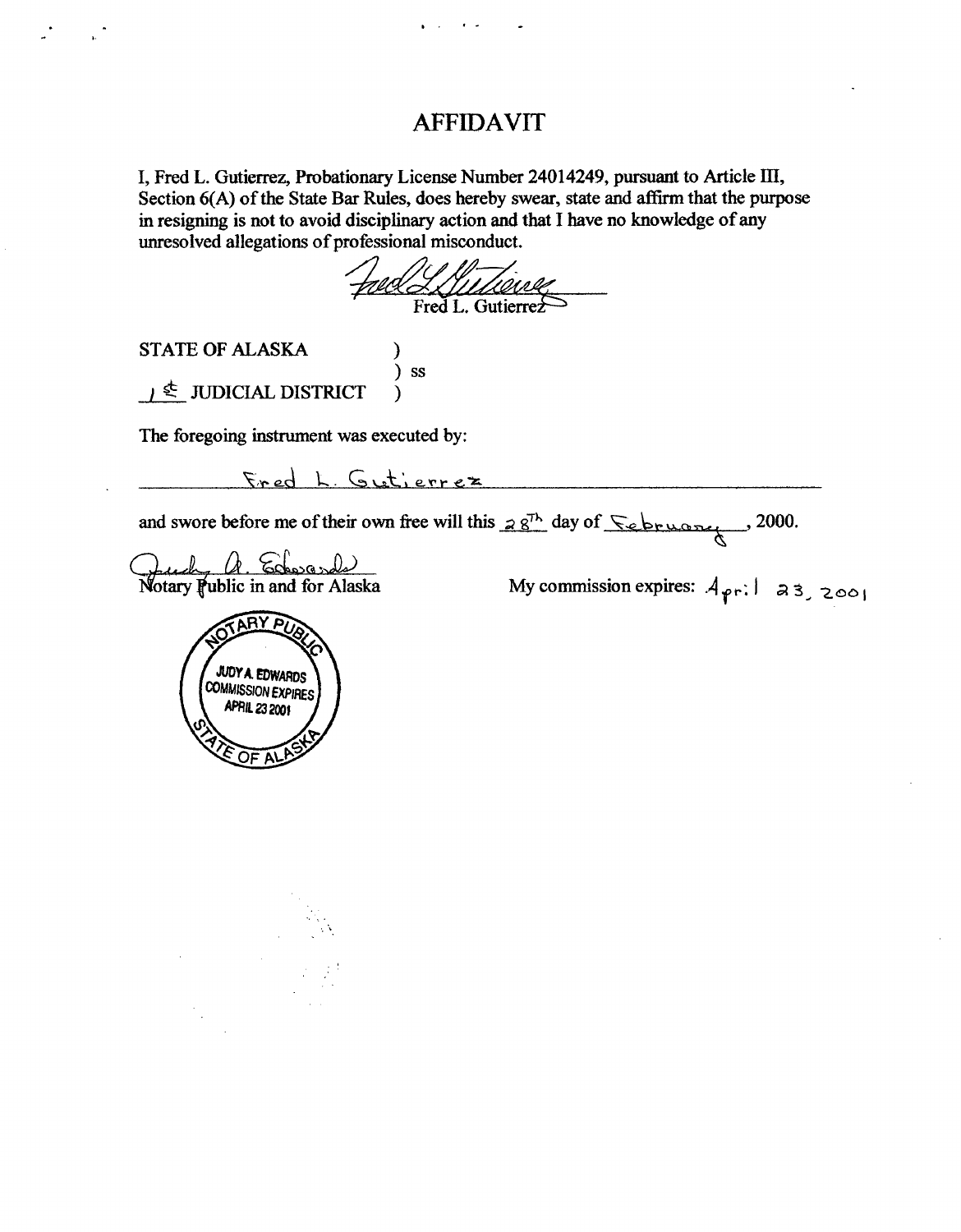# AFFIDAVIT

I, Fred L. Gutierrez, Probationary License Number 24014249, pursuant to Article III, Section 6(A) of the State Bar Rules, does hereby swear, state and affirm that the purpose in resigning is not to avoid disciplinary action and that I have no knowledge of any unresolved allegations of professional misconduct.

Fred L. Gutierrez

STATE OF ALASKA )
) ss
1st JUDICIAL DISTRICT )

The foregoing instrument was executed by:

Fred L. Gutierrez

and swore before me of their own free will this 28th day of February, 2000.

Judy A. Edwards
Notary Public in and for Alaska

My commission expires: April 23, 2001

NOTARY PUBLIC
JUDY A. EDWARDS
COMMISSION EXPIRES
APRIL 23 2001
STATE OF ALASKA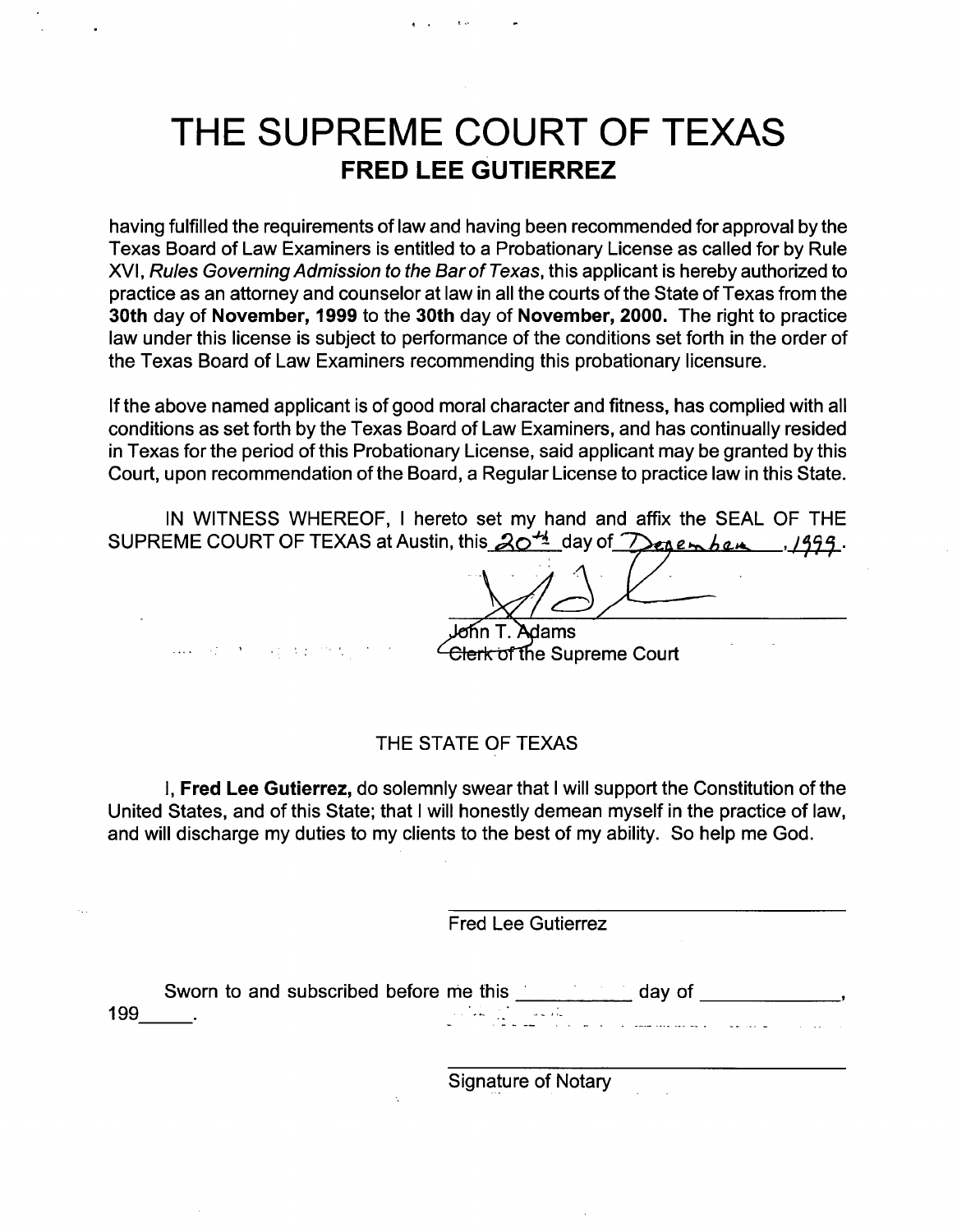# THE SUPREME COURT OF TEXAS

## FRED LEE GUTIERREZ

having fulfilled the requirements of law and having been recommended for approval by the Texas Board of Law Examiners is entitled to a Probationary License as called for by Rule XVI, *Rules Governing Admission to the Bar of Texas*, this applicant is hereby authorized to practice as an attorney and counselor at law in all the courts of the State of Texas from the **30th** day of **November, 1999** to the **30th** day of **November, 2000.** The right to practice law under this license is subject to performance of the conditions set forth in the order of the Texas Board of Law Examiners recommending this probationary licensure.

If the above named applicant is of good moral character and fitness, has complied with all conditions as set forth by the Texas Board of Law Examiners, and has continually resided in Texas for the period of this Probationary License, said applicant may be granted by this Court, upon recommendation of the Board, a Regular License to practice law in this State.

IN WITNESS WHEREOF, I hereto set my hand and affix the SEAL OF THE SUPREME COURT OF TEXAS at Austin, this 20th day of December, 1999.

John T. Adams
Clerk of the Supreme Court

THE STATE OF TEXAS

I, **Fred Lee Gutierrez,** do solemnly swear that I will support the Constitution of the United States, and of this State; that I will honestly demean myself in the practice of law, and will discharge my duties to my clients to the best of my ability. So help me God.

______________________
Fred Lee Gutierrez

Sworn to and subscribed before me this ________ day of __________, 199____.

______________________
Signature of Notary